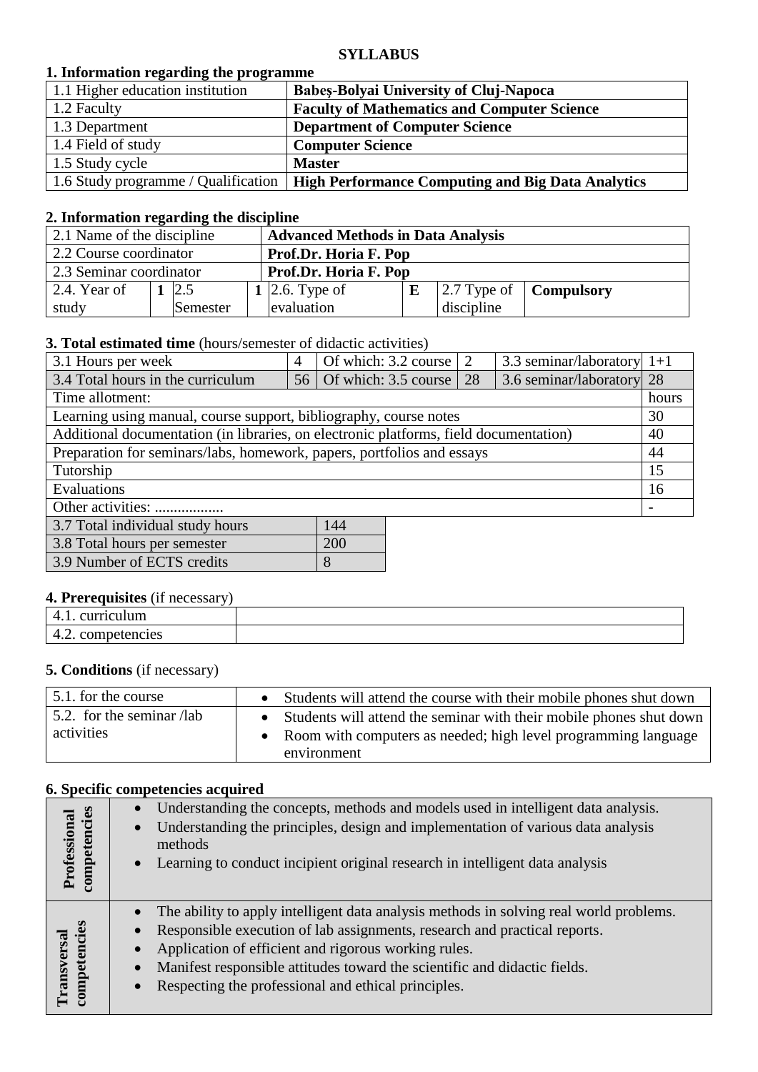# SYLLABUS

## 1. Information regarding the programme

| | |
|---|---|
| 1.1 Higher education institution | **Babeş-Bolyai University of Cluj-Napoca** |
| 1.2 Faculty | **Faculty of Mathematics and Computer Science** |
| 1.3 Department | **Department of Computer Science** |
| 1.4 Field of study | **Computer Science** |
| 1.5 Study cycle | **Master** |
| 1.6 Study programme / Qualification | **High Performance Computing and Big Data Analytics** |

## 2. Information regarding the discipline

| | | | | | | | |
|---|---|---|---|---|---|---|---|
| 2.1 Name of the discipline | | | **Advanced Methods in Data Analysis** | | | | |
| 2.2 Course coordinator | | | **Prof.Dr. Horia F. Pop** | | | | |
| 2.3 Seminar coordinator | | | **Prof.Dr. Horia F. Pop** | | | | |
| 2.4. Year of study | **1** | 2.5 Semester | **1** | 2.6. Type of evaluation | **E** | 2.7 Type of discipline | **Compulsory** |

## 3. Total estimated time (hours/semester of didactic activities)

| | | | | | |
|---|---|---|---|---|---|
| 3.1 Hours per week | 4 | Of which: 3.2 course | 2 | 3.3 seminar/laboratory | 1+1 |
| 3.4 Total hours in the curriculum | 56 | Of which: 3.5 course | 28 | 3.6 seminar/laboratory | 28 |

| Time allotment: | hours |
|---|---|
| Learning using manual, course support, bibliography, course notes | 30 |
| Additional documentation (in libraries, on electronic platforms, field documentation) | 40 |
| Preparation for seminars/labs, homework, papers, portfolios and essays | 44 |
| Tutorship | 15 |
| Evaluations | 16 |
| Other activities: .................. | - |

| | |
|---|---|
| 3.7 Total individual study hours | 144 |
| 3.8 Total hours per semester | 200 |
| 3.9 Number of ECTS credits | 8 |

## 4. Prerequisites (if necessary)

| | |
|---|---|
| 4.1. curriculum | |
| 4.2. competencies | |

## 5. Conditions (if necessary)

| | |
|---|---|
| 5.1. for the course | • Students will attend the course with their mobile phones shut down |
| 5.2. for the seminar /lab activities | • Students will attend the seminar with their mobile phones shut down<br>• Room with computers as needed; high level programming language environment |

## 6. Specific competencies acquired

| | |
|---|---|
| **Professional competencies** | • Understanding the concepts, methods and models used in intelligent data analysis.<br>• Understanding the principles, design and implementation of various data analysis methods<br>• Learning to conduct incipient original research in intelligent data analysis |
| **Transversal competencies** | • The ability to apply intelligent data analysis methods in solving real world problems.<br>• Responsible execution of lab assignments, research and practical reports.<br>• Application of efficient and rigorous working rules.<br>• Manifest responsible attitudes toward the scientific and didactic fields.<br>• Respecting the professional and ethical principles. |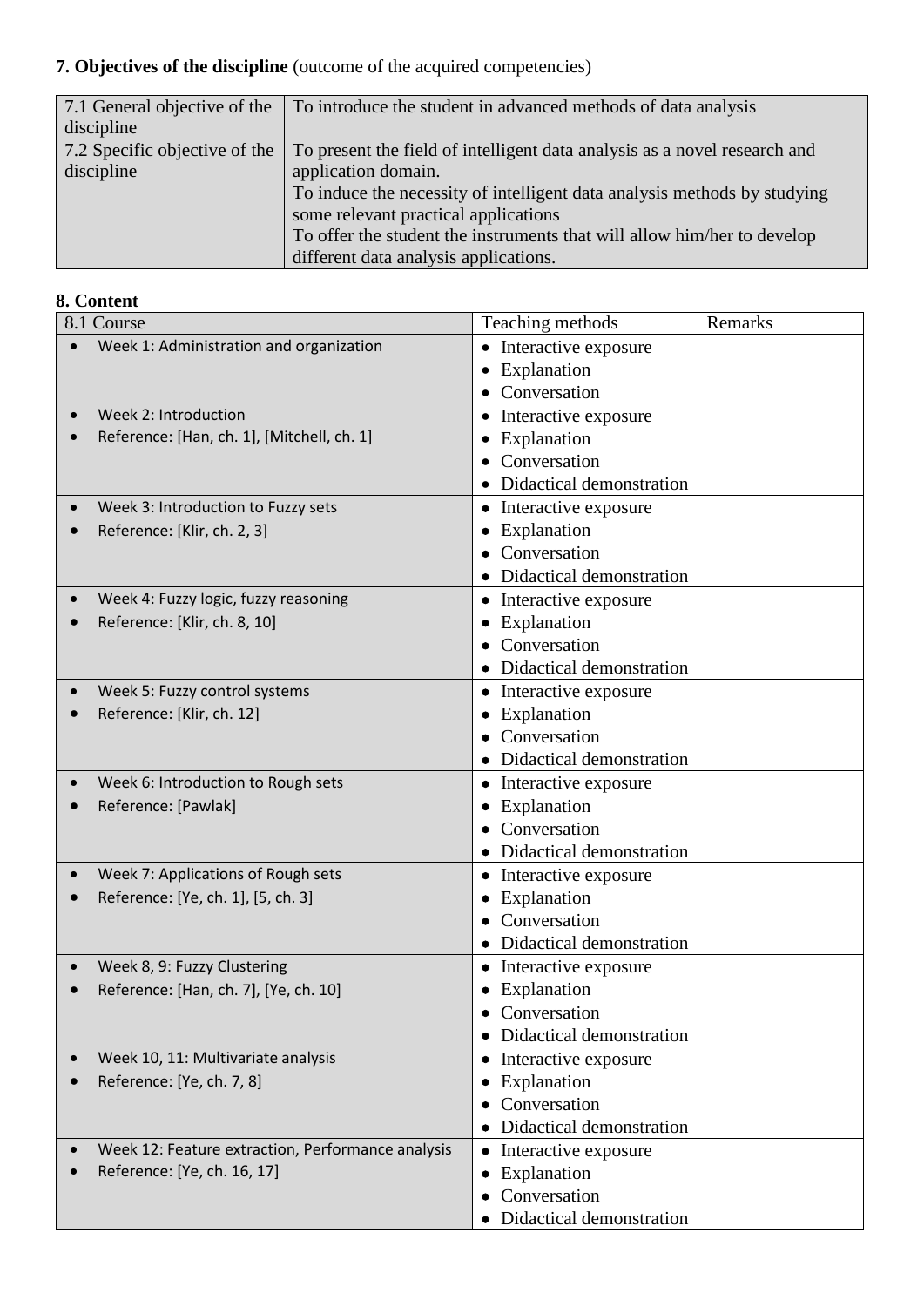**7. Objectives of the discipline** (outcome of the acquired competencies)

| 7.1 General objective of the discipline | To introduce the student in advanced methods of data analysis |
|---|---|
| 7.2 Specific objective of the discipline | To present the field of intelligent data analysis as a novel research and application domain.<br>To induce the necessity of intelligent data analysis methods by studying some relevant practical applications<br>To offer the student the instruments that will allow him/her to develop different data analysis applications. |

**8. Content**

| 8.1 Course | Teaching methods | Remarks |
|---|---|---|
| • Week 1: Administration and organization | • Interactive exposure<br>• Explanation<br>• Conversation | |
| • Week 2: Introduction<br>• Reference: [Han, ch. 1], [Mitchell, ch. 1] | • Interactive exposure<br>• Explanation<br>• Conversation<br>• Didactical demonstration | |
| • Week 3: Introduction to Fuzzy sets<br>• Reference: [Klir, ch. 2, 3] | • Interactive exposure<br>• Explanation<br>• Conversation<br>• Didactical demonstration | |
| • Week 4: Fuzzy logic, fuzzy reasoning<br>• Reference: [Klir, ch. 8, 10] | • Interactive exposure<br>• Explanation<br>• Conversation<br>• Didactical demonstration | |
| • Week 5: Fuzzy control systems<br>• Reference: [Klir, ch. 12] | • Interactive exposure<br>• Explanation<br>• Conversation<br>• Didactical demonstration | |
| • Week 6: Introduction to Rough sets<br>• Reference: [Pawlak] | • Interactive exposure<br>• Explanation<br>• Conversation<br>• Didactical demonstration | |
| • Week 7: Applications of Rough sets<br>• Reference: [Ye, ch. 1], [5, ch. 3] | • Interactive exposure<br>• Explanation<br>• Conversation<br>• Didactical demonstration | |
| • Week 8, 9: Fuzzy Clustering<br>• Reference: [Han, ch. 7], [Ye, ch. 10] | • Interactive exposure<br>• Explanation<br>• Conversation<br>• Didactical demonstration | |
| • Week 10, 11: Multivariate analysis<br>• Reference: [Ye, ch. 7, 8] | • Interactive exposure<br>• Explanation<br>• Conversation<br>• Didactical demonstration | |
| • Week 12: Feature extraction, Performance analysis<br>• Reference: [Ye, ch. 16, 17] | • Interactive exposure<br>• Explanation<br>• Conversation<br>• Didactical demonstration | |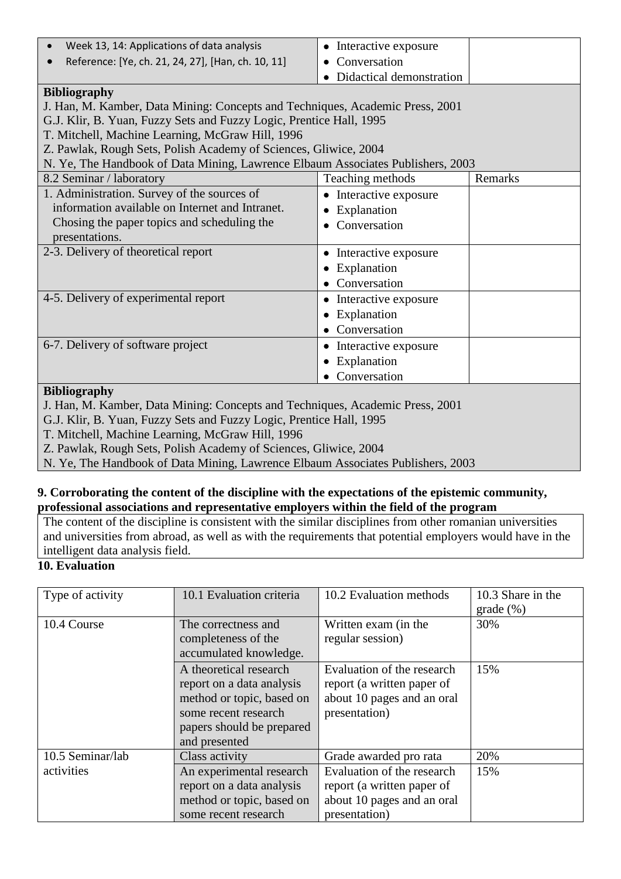| | | |
|---|---|---|
| • Week 13, 14: Applications of data analysis<br>• Reference: [Ye, ch. 21, 24, 27], [Han, ch. 10, 11] | • Interactive exposure<br>• Conversation<br>• Didactical demonstration | |

**Bibliography**

J. Han, M. Kamber, Data Mining: Concepts and Techniques, Academic Press, 2001
G.J. Klir, B. Yuan, Fuzzy Sets and Fuzzy Logic, Prentice Hall, 1995
T. Mitchell, Machine Learning, McGraw Hill, 1996
Z. Pawlak, Rough Sets, Polish Academy of Sciences, Gliwice, 2004
N. Ye, The Handbook of Data Mining, Lawrence Elbaum Associates Publishers, 2003

| 8.2 Seminar / laboratory | Teaching methods | Remarks |
|---|---|---|
| 1. Administration. Survey of the sources of information available on Internet and Intranet. Chosing the paper topics and scheduling the presentations. | • Interactive exposure<br>• Explanation<br>• Conversation | |
| 2-3. Delivery of theoretical report | • Interactive exposure<br>• Explanation<br>• Conversation | |
| 4-5. Delivery of experimental report | • Interactive exposure<br>• Explanation<br>• Conversation | |
| 6-7. Delivery of software project | • Interactive exposure<br>• Explanation<br>• Conversation | |

**Bibliography**

J. Han, M. Kamber, Data Mining: Concepts and Techniques, Academic Press, 2001
G.J. Klir, B. Yuan, Fuzzy Sets and Fuzzy Logic, Prentice Hall, 1995
T. Mitchell, Machine Learning, McGraw Hill, 1996
Z. Pawlak, Rough Sets, Polish Academy of Sciences, Gliwice, 2004
N. Ye, The Handbook of Data Mining, Lawrence Elbaum Associates Publishers, 2003

**9. Corroborating the content of the discipline with the expectations of the epistemic community, professional associations and representative employers within the field of the program**

The content of the discipline is consistent with the similar disciplines from other romanian universities and universities from abroad, as well as with the requirements that potential employers would have in the intelligent data analysis field.

**10. Evaluation**

| Type of activity | 10.1 Evaluation criteria | 10.2 Evaluation methods | 10.3 Share in the grade (%) |
|---|---|---|---|
| 10.4 Course | The correctness and completeness of the accumulated knowledge. | Written exam (in the regular session) | 30% |
| | A theoretical research report on a data analysis method or topic, based on some recent research papers should be prepared and presented | Evaluation of the research report (a written paper of about 10 pages and an oral presentation) | 15% |
| 10.5 Seminar/lab activities | Class activity | Grade awarded pro rata | 20% |
| | An experimental research report on a data analysis method or topic, based on some recent research | Evaluation of the research report (a written paper of about 10 pages and an oral presentation) | 15% |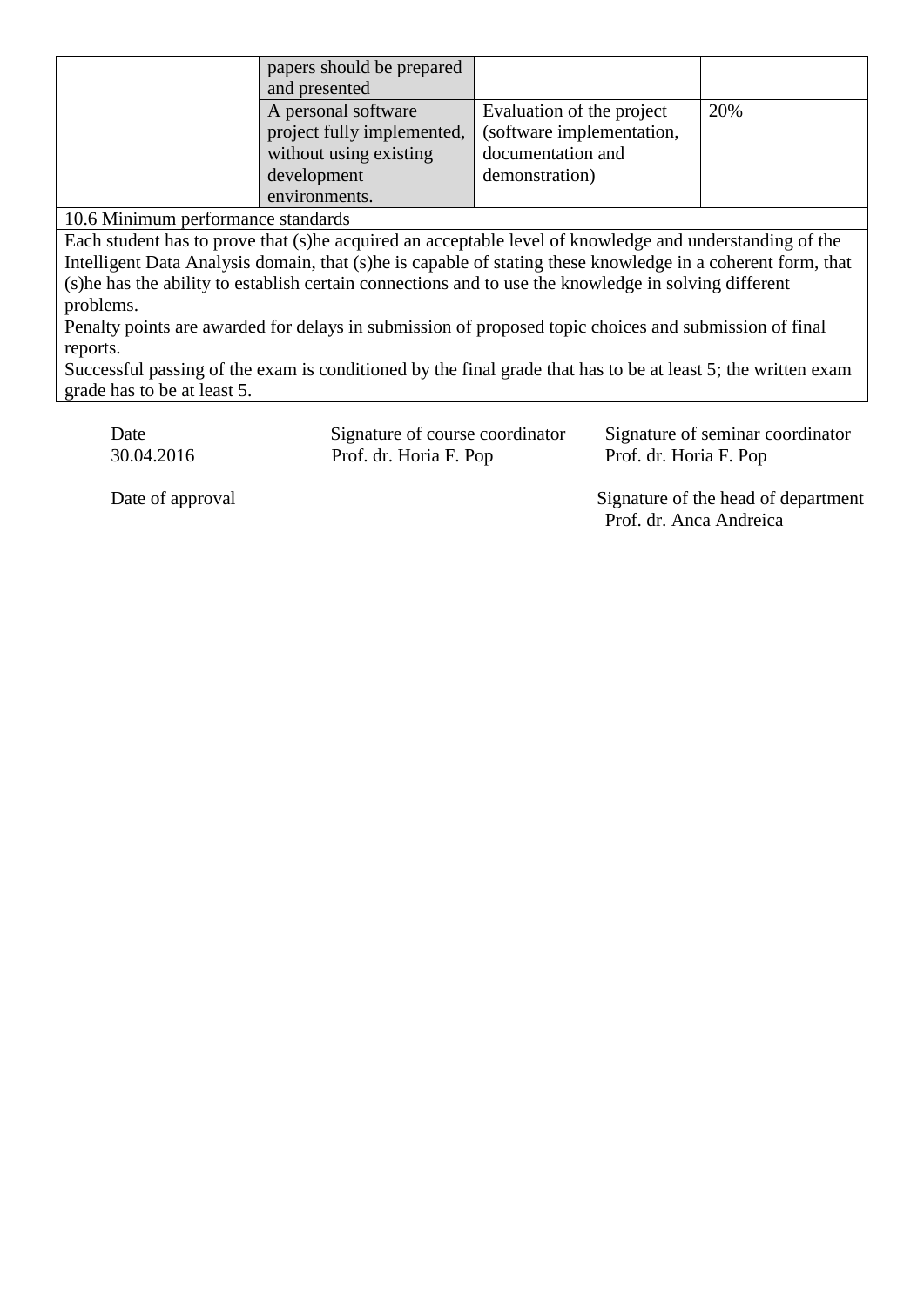| | | | |
|---|---|---|---|
| | papers should be prepared and presented | | |
| | A personal software project fully implemented, without using existing development environments. | Evaluation of the project (software implementation, documentation and demonstration) | 20% |

10.6 Minimum performance standards

Each student has to prove that (s)he acquired an acceptable level of knowledge and understanding of the Intelligent Data Analysis domain, that (s)he is capable of stating these knowledge in a coherent form, that (s)he has the ability to establish certain connections and to use the knowledge in solving different problems.

Penalty points are awarded for delays in submission of proposed topic choices and submission of final reports.

Successful passing of the exam is conditioned by the final grade that has to be at least 5; the written exam grade has to be at least 5.

| Date | Signature of course coordinator | Signature of seminar coordinator |
|---|---|---|
| 30.04.2016 | Prof. dr. Horia F. Pop | Prof. dr. Horia F. Pop |

Date of approval

Signature of the head of department
Prof. dr. Anca Andreica